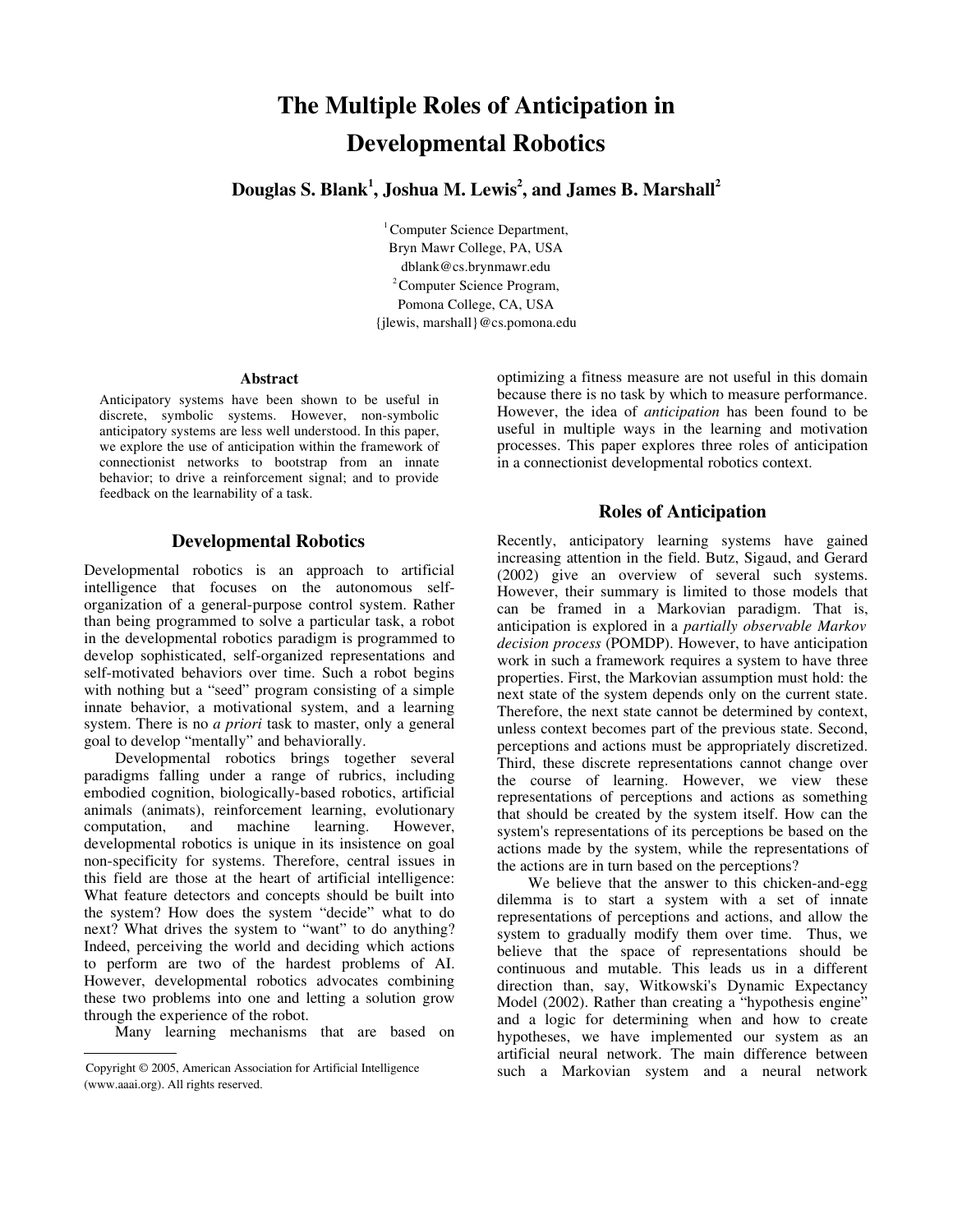# The Multiple Roles of Anticipation in Developmental Robotics

**Douglas S. Blank[1], Joshua M. Lewis[2], and James B. Marshall[2]**

[1] Computer Science Department,
Bryn Mawr College, PA, USA
dblank@cs.brynmawr.edu
[2] Computer Science Program,
Pomona College, CA, USA
{jlewis, marshall}@cs.pomona.edu

### Abstract

Anticipatory systems have been shown to be useful in discrete, symbolic systems. However, non-symbolic anticipatory systems are less well understood. In this paper, we explore the use of anticipation within the framework of connectionist networks to bootstrap from an innate behavior; to drive a reinforcement signal; and to provide feedback on the learnability of a task.

## Developmental Robotics

Developmental robotics is an approach to artificial intelligence that focuses on the autonomous self-organization of a general-purpose control system. Rather than being programmed to solve a particular task, a robot in the developmental robotics paradigm is programmed to develop sophisticated, self-organized representations and self-motivated behaviors over time. Such a robot begins with nothing but a "seed" program consisting of a simple innate behavior, a motivational system, and a learning system. There is no *a priori* task to master, only a general goal to develop "mentally" and behaviorally.

Developmental robotics brings together several paradigms falling under a range of rubrics, including embodied cognition, biologically-based robotics, artificial animals (animats), reinforcement learning, evolutionary computation, and machine learning. However, developmental robotics is unique in its insistence on goal non-specificity for systems. Therefore, central issues in this field are those at the heart of artificial intelligence: What feature detectors and concepts should be built into the system? How does the system "decide" what to do next? What drives the system to "want" to do anything? Indeed, perceiving the world and deciding which actions to perform are two of the hardest problems of AI. However, developmental robotics advocates combining these two problems into one and letting a solution grow through the experience of the robot.

Many learning mechanisms that are based on optimizing a fitness measure are not useful in this domain because there is no task by which to measure performance. However, the idea of *anticipation* has been found to be useful in multiple ways in the learning and motivation processes. This paper explores three roles of anticipation in a connectionist developmental robotics context.

## Roles of Anticipation

Recently, anticipatory learning systems have gained increasing attention in the field. Butz, Sigaud, and Gerard (2002) give an overview of several such systems. However, their summary is limited to those models that can be framed in a Markovian paradigm. That is, anticipation is explored in a *partially observable Markov decision process* (POMDP). However, to have anticipation work in such a framework requires a system to have three properties. First, the Markovian assumption must hold: the next state of the system depends only on the current state. Therefore, the next state cannot be determined by context, unless context becomes part of the previous state. Second, perceptions and actions must be appropriately discretized. Third, these discrete representations cannot change over the course of learning. However, we view these representations of perceptions and actions as something that should be created by the system itself. How can the system's representations of its perceptions be based on the actions made by the system, while the representations of the actions are in turn based on the perceptions?

We believe that the answer to this chicken-and-egg dilemma is to start a system with a set of innate representations of perceptions and actions, and allow the system to gradually modify them over time. Thus, we believe that the space of representations should be continuous and mutable. This leads us in a different direction than, say, Witkowski's Dynamic Expectancy Model (2002). Rather than creating a "hypothesis engine" and a logic for determining when and how to create hypotheses, we have implemented our system as an artificial neural network. The main difference between such a Markovian system and a neural network

Copyright © 2005, American Association for Artificial Intelligence (www.aaai.org). All rights reserved.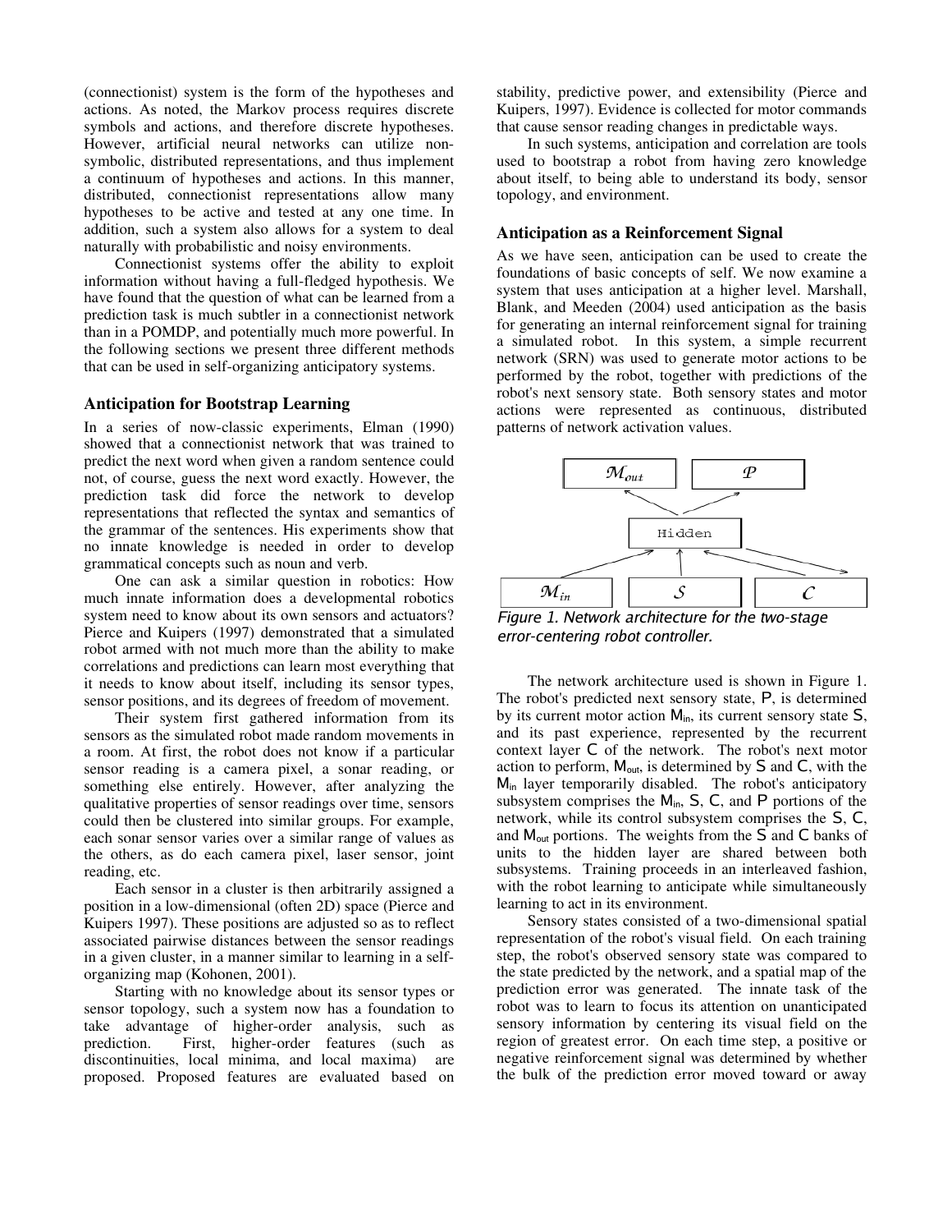(connectionist) system is the form of the hypotheses and actions. As noted, the Markov process requires discrete symbols and actions, and therefore discrete hypotheses. However, artificial neural networks can utilize non-symbolic, distributed representations, and thus implement a continuum of hypotheses and actions. In this manner, distributed, connectionist representations allow many hypotheses to be active and tested at any one time. In addition, such a system also allows for a system to deal naturally with probabilistic and noisy environments.

Connectionist systems offer the ability to exploit information without having a full-fledged hypothesis. We have found that the question of what can be learned from a prediction task is much subtler in a connectionist network than in a POMDP, and potentially much more powerful. In the following sections we present three different methods that can be used in self-organizing anticipatory systems.

## Anticipation for Bootstrap Learning

In a series of now-classic experiments, Elman (1990) showed that a connectionist network that was trained to predict the next word when given a random sentence could not, of course, guess the next word exactly. However, the prediction task did force the network to develop representations that reflected the syntax and semantics of the grammar of the sentences. His experiments show that no innate knowledge is needed in order to develop grammatical concepts such as noun and verb.

One can ask a similar question in robotics: How much innate information does a developmental robotics system need to know about its own sensors and actuators? Pierce and Kuipers (1997) demonstrated that a simulated robot armed with not much more than the ability to make correlations and predictions can learn most everything that it needs to know about itself, including its sensor types, sensor positions, and its degrees of freedom of movement.

Their system first gathered information from its sensors as the simulated robot made random movements in a room. At first, the robot does not know if a particular sensor reading is a camera pixel, a sonar reading, or something else entirely. However, after analyzing the qualitative properties of sensor readings over time, sensors could then be clustered into similar groups. For example, each sonar sensor varies over a similar range of values as the others, as do each camera pixel, laser sensor, joint reading, etc.

Each sensor in a cluster is then arbitrarily assigned a position in a low-dimensional (often 2D) space (Pierce and Kuipers 1997). These positions are adjusted so as to reflect associated pairwise distances between the sensor readings in a given cluster, in a manner similar to learning in a self-organizing map (Kohonen, 2001).

Starting with no knowledge about its sensor types or sensor topology, such a system now has a foundation to take advantage of higher-order analysis, such as prediction. First, higher-order features (such as discontinuities, local minima, and local maxima) are proposed. Proposed features are evaluated based on stability, predictive power, and extensibility (Pierce and Kuipers, 1997). Evidence is collected for motor commands that cause sensor reading changes in predictable ways.

In such systems, anticipation and correlation are tools used to bootstrap a robot from having zero knowledge about itself, to being able to understand its body, sensor topology, and environment.

## Anticipation as a Reinforcement Signal

As we have seen, anticipation can be used to create the foundations of basic concepts of self. We now examine a system that uses anticipation at a higher level. Marshall, Blank, and Meeden (2004) used anticipation as the basis for generating an internal reinforcement signal for training a simulated robot. In this system, a simple recurrent network (SRN) was used to generate motor actions to be performed by the robot, together with predictions of the robot's next sensory state. Both sensory states and motor actions were represented as continuous, distributed patterns of network activation values.

*Figure 1. Network architecture for the two-stage error-centering robot controller.*

The network architecture used is shown in Figure 1. The robot's predicted next sensory state, P, is determined by its current motor action $M_{in}$, its current sensory state S, and its past experience, represented by the recurrent context layer C of the network. The robot's next motor action to perform, $M_{out}$, is determined by S and C, with the $M_{in}$ layer temporarily disabled. The robot's anticipatory subsystem comprises the $M_{in}$, S, C, and P portions of the network, while its control subsystem comprises the S, C, and $M_{out}$ portions. The weights from the S and C banks of units to the hidden layer are shared between both subsystems. Training proceeds in an interleaved fashion, with the robot learning to anticipate while simultaneously learning to act in its environment.

Sensory states consisted of a two-dimensional spatial representation of the robot's visual field. On each training step, the robot's observed sensory state was compared to the state predicted by the network, and a spatial map of the prediction error was generated. The innate task of the robot was to learn to focus its attention on unanticipated sensory information by centering its visual field on the region of greatest error. On each time step, a positive or negative reinforcement signal was determined by whether the bulk of the prediction error moved toward or away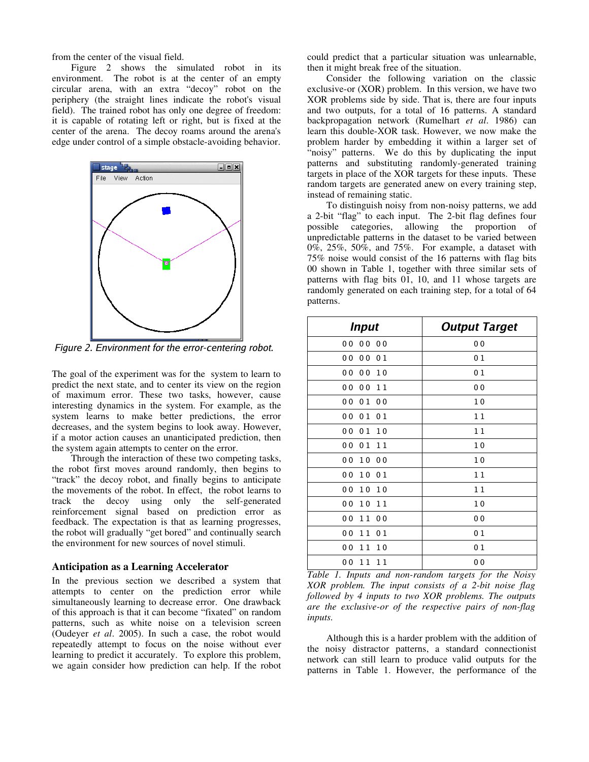from the center of the visual field.

Figure 2 shows the simulated robot in its environment. The robot is at the center of an empty circular arena, with an extra "decoy" robot on the periphery (the straight lines indicate the robot's visual field). The trained robot has only one degree of freedom: it is capable of rotating left or right, but is fixed at the center of the arena. The decoy roams around the arena's edge under control of a simple obstacle-avoiding behavior.

*Figure 2. Environment for the error-centering robot.*

The goal of the experiment was for the system to learn to predict the next state, and to center its view on the region of maximum error. These two tasks, however, cause interesting dynamics in the system. For example, as the system learns to make better predictions, the error decreases, and the system begins to look away. However, if a motor action causes an unanticipated prediction, then the system again attempts to center on the error.

Through the interaction of these two competing tasks, the robot first moves around randomly, then begins to "track" the decoy robot, and finally begins to anticipate the movements of the robot. In effect, the robot learns to track the decoy using only the self-generated reinforcement signal based on prediction error as feedback. The expectation is that as learning progresses, the robot will gradually "get bored" and continually search the environment for new sources of novel stimuli.

## Anticipation as a Learning Accelerator

In the previous section we described a system that attempts to center on the prediction error while simultaneously learning to decrease error. One drawback of this approach is that it can become "fixated" on random patterns, such as white noise on a television screen (Oudeyer *et al*. 2005). In such a case, the robot would repeatedly attempt to focus on the noise without ever learning to predict it accurately. To explore this problem, we again consider how prediction can help. If the robot could predict that a particular situation was unlearnable, then it might break free of the situation.

Consider the following variation on the classic exclusive-or (XOR) problem. In this version, we have two XOR problems side by side. That is, there are four inputs and two outputs, for a total of 16 patterns. A standard backpropagation network (Rumelhart *et al*. 1986) can learn this double-XOR task. However, we now make the problem harder by embedding it within a larger set of "noisy" patterns. We do this by duplicating the input patterns and substituting randomly-generated training targets in place of the XOR targets for these inputs. These random targets are generated anew on every training step, instead of remaining static.

To distinguish noisy from non-noisy patterns, we add a 2-bit "flag" to each input. The 2-bit flag defines four possible categories, allowing the proportion of unpredictable patterns in the dataset to be varied between 0%, 25%, 50%, and 75%. For example, a dataset with 75% noise would consist of the 16 patterns with flag bits 00 shown in Table 1, together with three similar sets of patterns with flag bits 01, 10, and 11 whose targets are randomly generated on each training step, for a total of 64 patterns.

| Input | Output Target |
|---|---|
| 00 00 00 | 00 |
| 00 00 01 | 01 |
| 00 00 10 | 01 |
| 00 00 11 | 00 |
| 00 01 00 | 10 |
| 00 01 01 | 11 |
| 00 01 10 | 11 |
| 00 01 11 | 10 |
| 00 10 00 | 10 |
| 00 10 01 | 11 |
| 00 10 10 | 11 |
| 00 10 11 | 10 |
| 00 11 00 | 00 |
| 00 11 01 | 01 |
| 00 11 10 | 01 |
| 00 11 11 | 00 |

*Table 1. Inputs and non-random targets for the Noisy XOR problem. The input consists of a 2-bit noise flag followed by 4 inputs to two XOR problems. The outputs are the exclusive-or of the respective pairs of non-flag inputs.*

Although this is a harder problem with the addition of the noisy distractor patterns, a standard connectionist network can still learn to produce valid outputs for the patterns in Table 1. However, the performance of the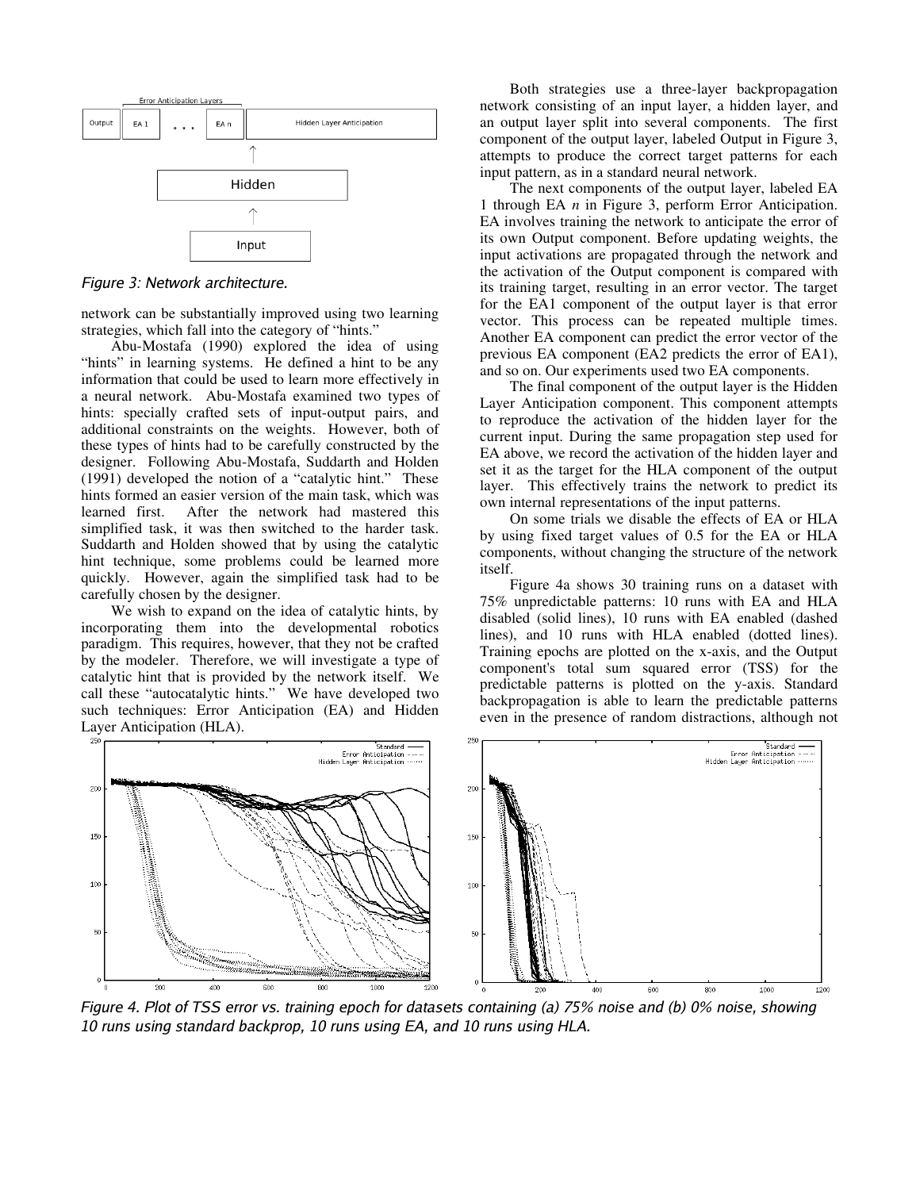Figure 3: Network architecture.

network can be substantially improved using two learning strategies, which fall into the category of "hints."

Abu-Mostafa (1990) explored the idea of using "hints" in learning systems. He defined a hint to be any information that could be used to learn more effectively in a neural network. Abu-Mostafa examined two types of hints: specially crafted sets of input-output pairs, and additional constraints on the weights. However, both of these types of hints had to be carefully constructed by the designer. Following Abu-Mostafa, Suddarth and Holden (1991) developed the notion of a "catalytic hint." These hints formed an easier version of the main task, which was learned first. After the network had mastered this simplified task, it was then switched to the harder task. Suddarth and Holden showed that by using the catalytic hint technique, some problems could be learned more quickly. However, again the simplified task had to be carefully chosen by the designer.

We wish to expand on the idea of catalytic hints, by incorporating them into the developmental robotics paradigm. This requires, however, that they not be crafted by the modeler. Therefore, we will investigate a type of catalytic hint that is provided by the network itself. We call these "autocatalytic hints." We have developed two such techniques: Error Anticipation (EA) and Hidden Layer Anticipation (HLA).

Both strategies use a three-layer backpropagation network consisting of an input layer, a hidden layer, and an output layer split into several components. The first component of the output layer, labeled Output in Figure 3, attempts to produce the correct target patterns for each input pattern, as in a standard neural network.

The next components of the output layer, labeled EA 1 through EA *n* in Figure 3, perform Error Anticipation. EA involves training the network to anticipate the error of its own Output component. Before updating weights, the input activations are propagated through the network and the activation of the Output component is compared with its training target, resulting in an error vector. The target for the EA1 component of the output layer is that error vector. This process can be repeated multiple times. Another EA component can predict the error vector of the previous EA component (EA2 predicts the error of EA1), and so on. Our experiments used two EA components.

The final component of the output layer is the Hidden Layer Anticipation component. This component attempts to reproduce the activation of the hidden layer for the current input. During the same propagation step used for EA above, we record the activation of the hidden layer and set it as the target for the HLA component of the output layer. This effectively trains the network to predict its own internal representations of the input patterns.

On some trials we disable the effects of EA or HLA by using fixed target values of 0.5 for the EA or HLA components, without changing the structure of the network itself.

Figure 4a shows 30 training runs on a dataset with 75% unpredictable patterns: 10 runs with EA and HLA disabled (solid lines), 10 runs with EA enabled (dashed lines), and 10 runs with HLA enabled (dotted lines). Training epochs are plotted on the x-axis, and the Output component's total sum squared error (TSS) for the predictable patterns is plotted on the y-axis. Standard backpropagation is able to learn the predictable patterns even in the presence of random distractions, although not

Figure 4. Plot of TSS error vs. training epoch for datasets containing (a) 75% noise and (b) 0% noise, showing 10 runs using standard backprop, 10 runs using EA, and 10 runs using HLA.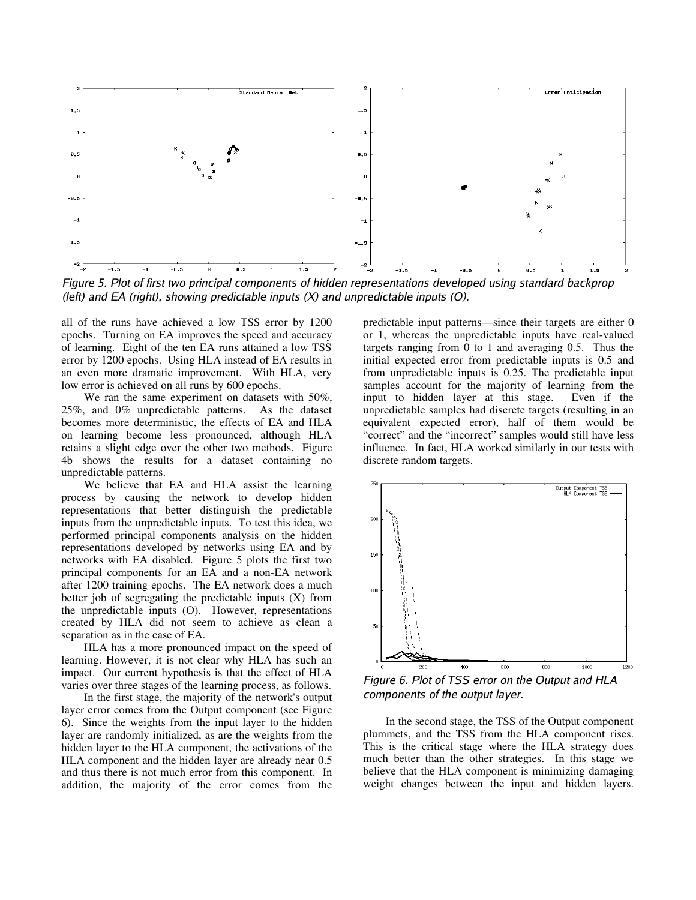Figure 5. Plot of first two principal components of hidden representations developed using standard backprop (left) and EA (right), showing predictable inputs (X) and unpredictable inputs (O).

all of the runs have achieved a low TSS error by 1200 epochs. Turning on EA improves the speed and accuracy of learning. Eight of the ten EA runs attained a low TSS error by 1200 epochs. Using HLA instead of EA results in an even more dramatic improvement. With HLA, very low error is achieved on all runs by 600 epochs.

We ran the same experiment on datasets with 50%, 25%, and 0% unpredictable patterns. As the dataset becomes more deterministic, the effects of EA and HLA on learning become less pronounced, although HLA retains a slight edge over the other two methods. Figure 4b shows the results for a dataset containing no unpredictable patterns.

We believe that EA and HLA assist the learning process by causing the network to develop hidden representations that better distinguish the predictable inputs from the unpredictable inputs. To test this idea, we performed principal components analysis on the hidden representations developed by networks using EA and by networks with EA disabled. Figure 5 plots the first two principal components for an EA and a non-EA network after 1200 training epochs. The EA network does a much better job of segregating the predictable inputs (X) from the unpredictable inputs (O). However, representations created by HLA did not seem to achieve as clean a separation as in the case of EA.

HLA has a more pronounced impact on the speed of learning. However, it is not clear why HLA has such an impact. Our current hypothesis is that the effect of HLA varies over three stages of the learning process, as follows.

In the first stage, the majority of the network's output layer error comes from the Output component (see Figure 6). Since the weights from the input layer to the hidden layer are randomly initialized, as are the weights from the hidden layer to the HLA component, the activations of the HLA component and the hidden layer are already near 0.5 and thus there is not much error from this component. In addition, the majority of the error comes from the predictable input patterns—since their targets are either 0 or 1, whereas the unpredictable inputs have real-valued targets ranging from 0 to 1 and averaging 0.5. Thus the initial expected error from predictable inputs is 0.5 and from unpredictable inputs is 0.25. The predictable input samples account for the majority of learning from the input to hidden layer at this stage. Even if the unpredictable samples had discrete targets (resulting in an equivalent expected error), half of them would be "correct" and the "incorrect" samples would still have less influence. In fact, HLA worked similarly in our tests with discrete random targets.

Figure 6. Plot of TSS error on the Output and HLA components of the output layer.

In the second stage, the TSS of the Output component plummets, and the TSS from the HLA component rises. This is the critical stage where the HLA strategy does much better than the other strategies. In this stage we believe that the HLA component is minimizing damaging weight changes between the input and hidden layers.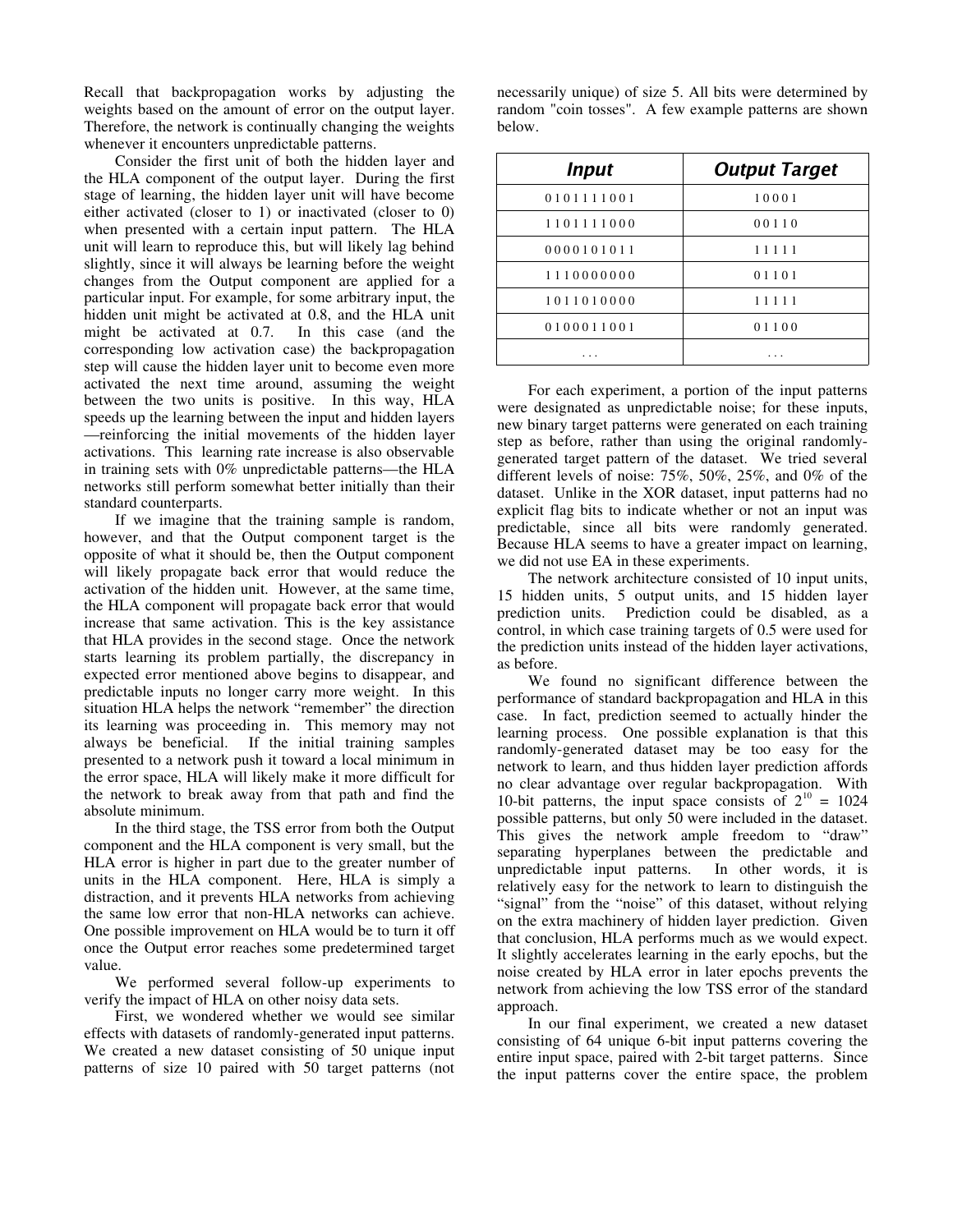Recall that backpropagation works by adjusting the weights based on the amount of error on the output layer. Therefore, the network is continually changing the weights whenever it encounters unpredictable patterns.

Consider the first unit of both the hidden layer and the HLA component of the output layer. During the first stage of learning, the hidden layer unit will have become either activated (closer to 1) or inactivated (closer to 0) when presented with a certain input pattern. The HLA unit will learn to reproduce this, but will likely lag behind slightly, since it will always be learning before the weight changes from the Output component are applied for a particular input. For example, for some arbitrary input, the hidden unit might be activated at 0.8, and the HLA unit might be activated at 0.7. In this case (and the corresponding low activation case) the backpropagation step will cause the hidden layer unit to become even more activated the next time around, assuming the weight between the two units is positive. In this way, HLA speeds up the learning between the input and hidden layers —reinforcing the initial movements of the hidden layer activations. This learning rate increase is also observable in training sets with 0% unpredictable patterns—the HLA networks still perform somewhat better initially than their standard counterparts.

If we imagine that the training sample is random, however, and that the Output component target is the opposite of what it should be, then the Output component will likely propagate back error that would reduce the activation of the hidden unit. However, at the same time, the HLA component will propagate back error that would increase that same activation. This is the key assistance that HLA provides in the second stage. Once the network starts learning its problem partially, the discrepancy in expected error mentioned above begins to disappear, and predictable inputs no longer carry more weight. In this situation HLA helps the network "remember" the direction its learning was proceeding in. This memory may not always be beneficial. If the initial training samples presented to a network push it toward a local minimum in the error space, HLA will likely make it more difficult for the network to break away from that path and find the absolute minimum.

In the third stage, the TSS error from both the Output component and the HLA component is very small, but the HLA error is higher in part due to the greater number of units in the HLA component. Here, HLA is simply a distraction, and it prevents HLA networks from achieving the same low error that non-HLA networks can achieve. One possible improvement on HLA would be to turn it off once the Output error reaches some predetermined target value.

We performed several follow-up experiments to verify the impact of HLA on other noisy data sets.

First, we wondered whether we would see similar effects with datasets of randomly-generated input patterns. We created a new dataset consisting of 50 unique input patterns of size 10 paired with 50 target patterns (not necessarily unique) of size 5. All bits were determined by random "coin tosses". A few example patterns are shown below.

| *Input* | *Output Target* |
|---|---|
| 0101111001 | 10001 |
| 1101111000 | 00110 |
| 0000101011 | 11111 |
| 1110000000 | 01101 |
| 1011010000 | 11111 |
| 0100011001 | 01100 |
| ... | ... |

For each experiment, a portion of the input patterns were designated as unpredictable noise; for these inputs, new binary target patterns were generated on each training step as before, rather than using the original randomly-generated target pattern of the dataset. We tried several different levels of noise: 75%, 50%, 25%, and 0% of the dataset. Unlike in the XOR dataset, input patterns had no explicit flag bits to indicate whether or not an input was predictable, since all bits were randomly generated. Because HLA seems to have a greater impact on learning, we did not use EA in these experiments.

The network architecture consisted of 10 input units, 15 hidden units, 5 output units, and 15 hidden layer prediction units. Prediction could be disabled, as a control, in which case training targets of 0.5 were used for the prediction units instead of the hidden layer activations, as before.

We found no significant difference between the performance of standard backpropagation and HLA in this case. In fact, prediction seemed to actually hinder the learning process. One possible explanation is that this randomly-generated dataset may be too easy for the network to learn, and thus hidden layer prediction affords no clear advantage over regular backpropagation. With 10-bit patterns, the input space consists of $2^{10} = 1024$ possible patterns, but only 50 were included in the dataset. This gives the network ample freedom to "draw" separating hyperplanes between the predictable and unpredictable input patterns. In other words, it is relatively easy for the network to learn to distinguish the "signal" from the "noise" of this dataset, without relying on the extra machinery of hidden layer prediction. Given that conclusion, HLA performs much as we would expect. It slightly accelerates learning in the early epochs, but the noise created by HLA error in later epochs prevents the network from achieving the low TSS error of the standard approach.

In our final experiment, we created a new dataset consisting of 64 unique 6-bit input patterns covering the entire input space, paired with 2-bit target patterns. Since the input patterns cover the entire space, the problem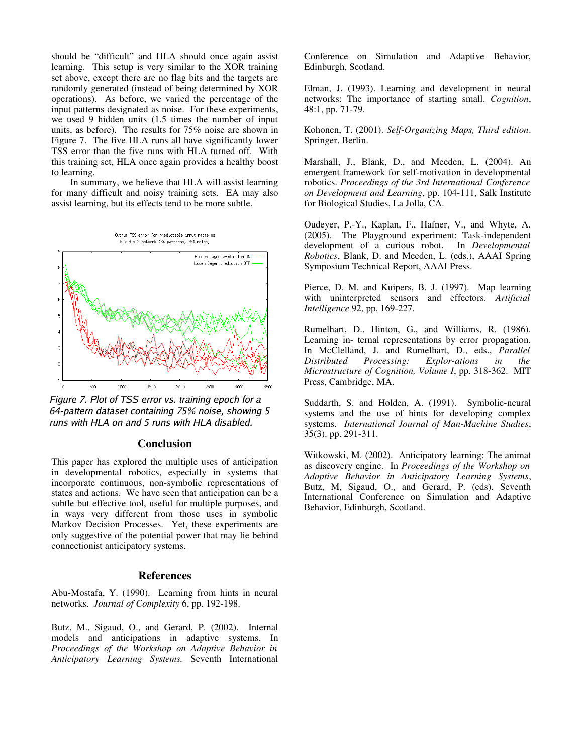should be "difficult" and HLA should once again assist learning. This setup is very similar to the XOR training set above, except there are no flag bits and the targets are randomly generated (instead of being determined by XOR operations). As before, we varied the percentage of the input patterns designated as noise. For these experiments, we used 9 hidden units (1.5 times the number of input units, as before). The results for 75% noise are shown in Figure 7. The five HLA runs all have significantly lower TSS error than the five runs with HLA turned off. With this training set, HLA once again provides a healthy boost to learning.

In summary, we believe that HLA will assist learning for many difficult and noisy training sets. EA may also assist learning, but its effects tend to be more subtle.

Output TSS error for predictable input patterns
6 x 9 x 2 network (64 patterns, 75% noise)

Hidden layer prediction ON
Hidden layer prediction OFF

9
8
7
6
5
4
3
2
1

0 500 1000 1500 2000 2500 3000 3500

*Figure 7. Plot of TSS error vs. training epoch for a 64-pattern dataset containing 75% noise, showing 5 runs with HLA on and 5 runs with HLA disabled.*

## Conclusion

This paper has explored the multiple uses of anticipation in developmental robotics, especially in systems that incorporate continuous, non-symbolic representations of states and actions. We have seen that anticipation can be a subtle but effective tool, useful for multiple purposes, and in ways very different from those uses in symbolic Markov Decision Processes. Yet, these experiments are only suggestive of the potential power that may lie behind connectionist anticipatory systems.

## References

Abu-Mostafa, Y. (1990). Learning from hints in neural networks. *Journal of Complexity* 6, pp. 192-198.

Butz, M., Sigaud, O., and Gerard, P. (2002). Internal models and anticipations in adaptive systems. In *Proceedings of the Workshop on Adaptive Behavior in Anticipatory Learning Systems.* Seventh International Conference on Simulation and Adaptive Behavior, Edinburgh, Scotland.

Elman, J. (1993). Learning and development in neural networks: The importance of starting small. *Cognition*, 48:1, pp. 71-79.

Kohonen, T. (2001). *Self-Organizing Maps, Third edition*. Springer, Berlin.

Marshall, J., Blank, D., and Meeden, L. (2004). An emergent framework for self-motivation in developmental robotics. *Proceedings of the 3rd International Conference on Development and Learning*, pp. 104-111, Salk Institute for Biological Studies, La Jolla, CA.

Oudeyer, P.-Y., Kaplan, F., Hafner, V., and Whyte, A. (2005). The Playground experiment: Task-independent development of a curious robot. In *Developmental Robotics*, Blank, D. and Meeden, L. (eds.), AAAI Spring Symposium Technical Report, AAAI Press.

Pierce, D. M. and Kuipers, B. J. (1997). Map learning with uninterpreted sensors and effectors. *Artificial Intelligence* 92, pp. 169-227.

Rumelhart, D., Hinton, G., and Williams, R. (1986). Learning in- ternal representations by error propagation. In McClelland, J. and Rumelhart, D., eds., *Parallel Distributed Processing: Explor-ations in the Microstructure of Cognition, Volume I*, pp. 318-362. MIT Press, Cambridge, MA.

Suddarth, S. and Holden, A. (1991). Symbolic-neural systems and the use of hints for developing complex systems. *International Journal of Man-Machine Studies*, 35(3). pp. 291-311.

Witkowski, M. (2002). Anticipatory learning: The animat as discovery engine. In *Proceedings of the Workshop on Adaptive Behavior in Anticipatory Learning Systems*, Butz, M, Sigaud, O., and Gerard, P. (eds). Seventh International Conference on Simulation and Adaptive Behavior, Edinburgh, Scotland.